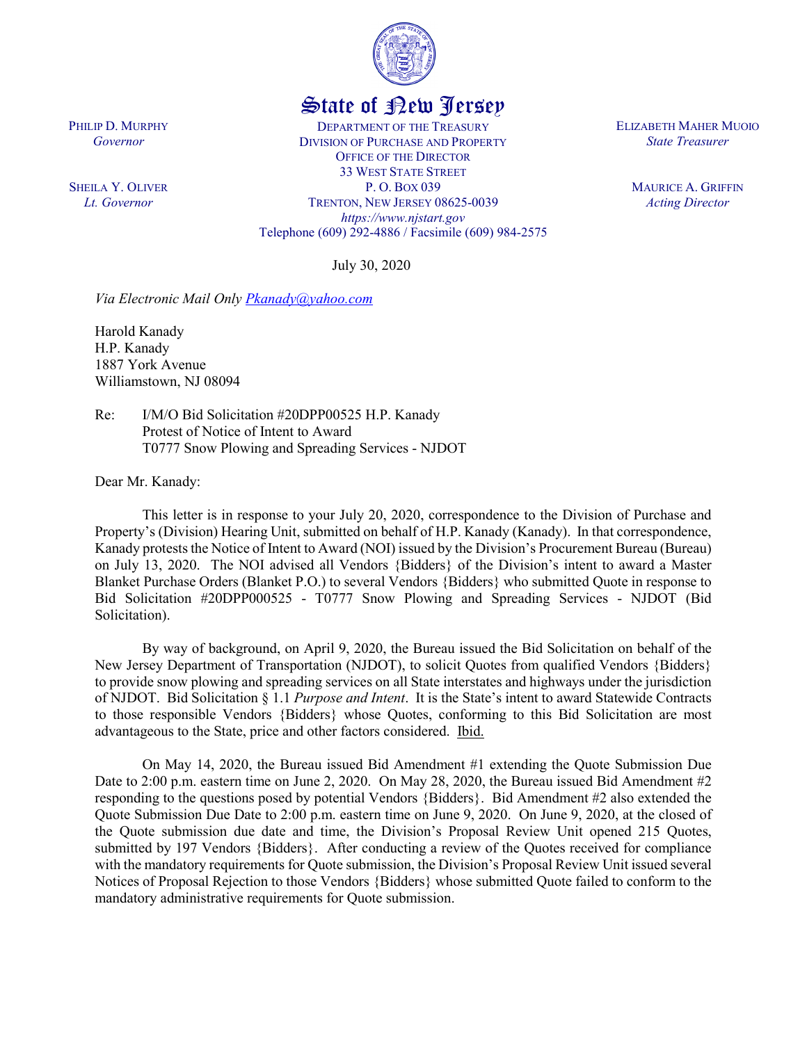State of New Jersey

PHILIP D. MURPHY
*Governor*

SHEILA Y. OLIVER
*Lt. Governor*

DEPARTMENT OF THE TREASURY
DIVISION OF PURCHASE AND PROPERTY
OFFICE OF THE DIRECTOR
33 WEST STATE STREET
P. O. BOX 039
TRENTON, NEW JERSEY 08625-0039
*https://www.njstart.gov*
Telephone (609) 292-4886 / Facsimile (609) 984-2575

ELIZABETH MAHER MUOIO
*State Treasurer*

MAURICE A. GRIFFIN
*Acting Director*

July 30, 2020

*Via Electronic Mail Only* *Pkanady@yahoo.com*

Harold Kanady
H.P. Kanady
1887 York Avenue
Williamstown, NJ 08094

Re: I/M/O Bid Solicitation #20DPP00525 H.P. Kanady
Protest of Notice of Intent to Award
T0777 Snow Plowing and Spreading Services - NJDOT

Dear Mr. Kanady:

This letter is in response to your July 20, 2020, correspondence to the Division of Purchase and Property's (Division) Hearing Unit, submitted on behalf of H.P. Kanady (Kanady). In that correspondence, Kanady protests the Notice of Intent to Award (NOI) issued by the Division's Procurement Bureau (Bureau) on July 13, 2020. The NOI advised all Vendors {Bidders} of the Division's intent to award a Master Blanket Purchase Orders (Blanket P.O.) to several Vendors {Bidders} who submitted Quote in response to Bid Solicitation #20DPP000525 - T0777 Snow Plowing and Spreading Services - NJDOT (Bid Solicitation).

By way of background, on April 9, 2020, the Bureau issued the Bid Solicitation on behalf of the New Jersey Department of Transportation (NJDOT), to solicit Quotes from qualified Vendors {Bidders} to provide snow plowing and spreading services on all State interstates and highways under the jurisdiction of NJDOT. Bid Solicitation § 1.1 *Purpose and Intent*. It is the State's intent to award Statewide Contracts to those responsible Vendors {Bidders} whose Quotes, conforming to this Bid Solicitation are most advantageous to the State, price and other factors considered. Ibid.

On May 14, 2020, the Bureau issued Bid Amendment #1 extending the Quote Submission Due Date to 2:00 p.m. eastern time on June 2, 2020. On May 28, 2020, the Bureau issued Bid Amendment #2 responding to the questions posed by potential Vendors {Bidders}. Bid Amendment #2 also extended the Quote Submission Due Date to 2:00 p.m. eastern time on June 9, 2020. On June 9, 2020, at the closed of the Quote submission due date and time, the Division's Proposal Review Unit opened 215 Quotes, submitted by 197 Vendors {Bidders}. After conducting a review of the Quotes received for compliance with the mandatory requirements for Quote submission, the Division's Proposal Review Unit issued several Notices of Proposal Rejection to those Vendors {Bidders} whose submitted Quote failed to conform to the mandatory administrative requirements for Quote submission.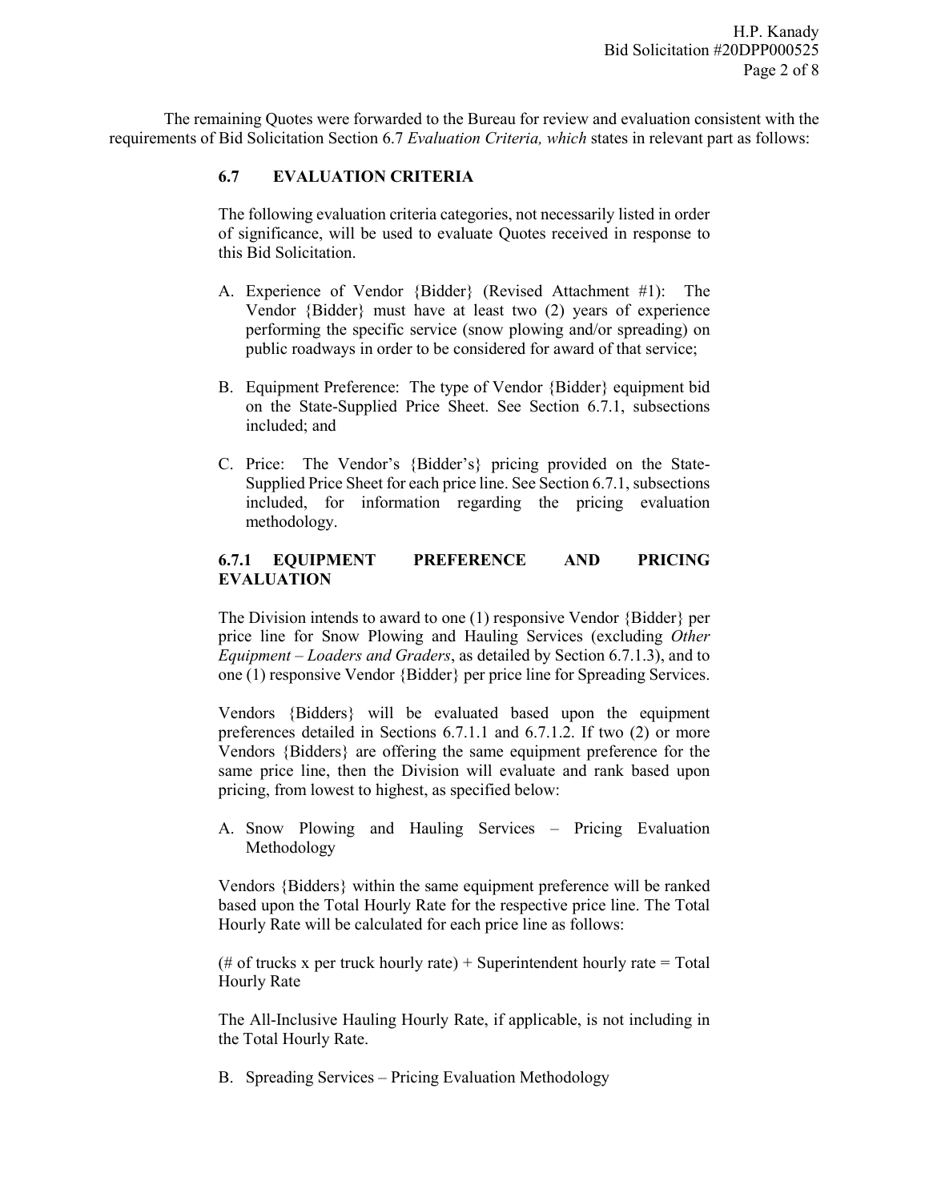The remaining Quotes were forwarded to the Bureau for review and evaluation consistent with the requirements of Bid Solicitation Section 6.7 *Evaluation Criteria, which* states in relevant part as follows:

> **6.7 EVALUATION CRITERIA**
>
> The following evaluation criteria categories, not necessarily listed in order of significance, will be used to evaluate Quotes received in response to this Bid Solicitation.
>
> A. Experience of Vendor {Bidder} (Revised Attachment #1): The Vendor {Bidder} must have at least two (2) years of experience performing the specific service (snow plowing and/or spreading) on public roadways in order to be considered for award of that service;
>
> B. Equipment Preference: The type of Vendor {Bidder} equipment bid on the State-Supplied Price Sheet. See Section 6.7.1, subsections included; and
>
> C. Price: The Vendor's {Bidder's} pricing provided on the State-Supplied Price Sheet for each price line. See Section 6.7.1, subsections included, for information regarding the pricing evaluation methodology.
>
> **6.7.1 EQUIPMENT PREFERENCE AND PRICING EVALUATION**
>
> The Division intends to award to one (1) responsive Vendor {Bidder} per price line for Snow Plowing and Hauling Services (excluding *Other Equipment – Loaders and Graders*, as detailed by Section 6.7.1.3), and to one (1) responsive Vendor {Bidder} per price line for Spreading Services.
>
> Vendors {Bidders} will be evaluated based upon the equipment preferences detailed in Sections 6.7.1.1 and 6.7.1.2. If two (2) or more Vendors {Bidders} are offering the same equipment preference for the same price line, then the Division will evaluate and rank based upon pricing, from lowest to highest, as specified below:
>
> A. Snow Plowing and Hauling Services – Pricing Evaluation Methodology
>
> Vendors {Bidders} within the same equipment preference will be ranked based upon the Total Hourly Rate for the respective price line. The Total Hourly Rate will be calculated for each price line as follows:
>
> (# of trucks x per truck hourly rate) + Superintendent hourly rate = Total Hourly Rate
>
> The All-Inclusive Hauling Hourly Rate, if applicable, is not including in the Total Hourly Rate.
>
> B. Spreading Services – Pricing Evaluation Methodology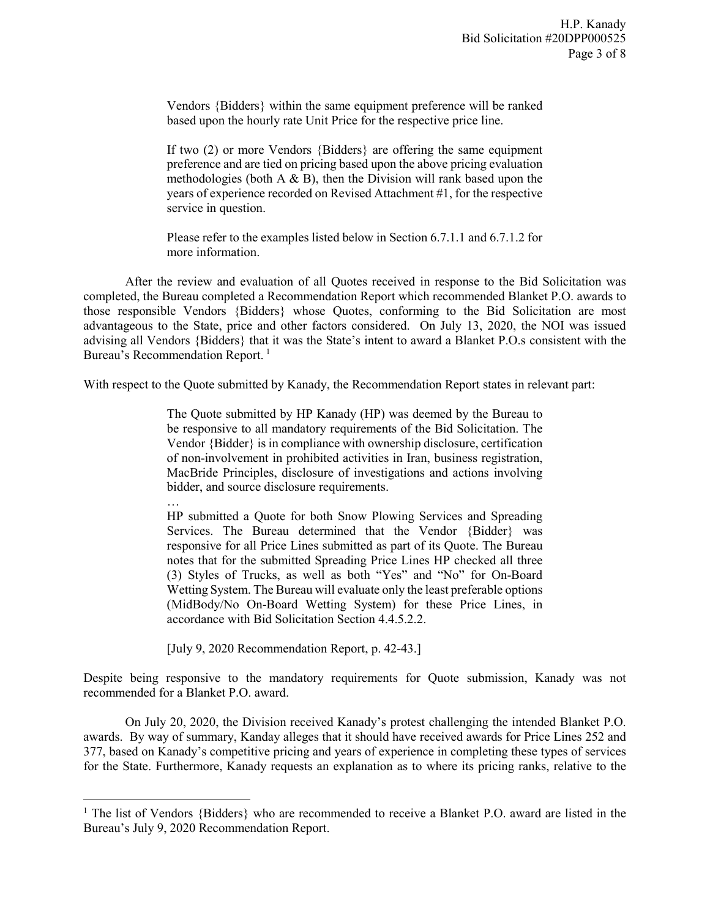> Vendors {Bidders} within the same equipment preference will be ranked based upon the hourly rate Unit Price for the respective price line.
>
> If two (2) or more Vendors {Bidders} are offering the same equipment preference and are tied on pricing based upon the above pricing evaluation methodologies (both A & B), then the Division will rank based upon the years of experience recorded on Revised Attachment #1, for the respective service in question.
>
> Please refer to the examples listed below in Section 6.7.1.1 and 6.7.1.2 for more information.

After the review and evaluation of all Quotes received in response to the Bid Solicitation was completed, the Bureau completed a Recommendation Report which recommended Blanket P.O. awards to those responsible Vendors {Bidders} whose Quotes, conforming to the Bid Solicitation are most advantageous to the State, price and other factors considered. On July 13, 2020, the NOI was issued advising all Vendors {Bidders} that it was the State's intent to award a Blanket P.O.s consistent with the Bureau's Recommendation Report. [1]

With respect to the Quote submitted by Kanady, the Recommendation Report states in relevant part:

> The Quote submitted by HP Kanady (HP) was deemed by the Bureau to be responsive to all mandatory requirements of the Bid Solicitation. The Vendor {Bidder} is in compliance with ownership disclosure, certification of non-involvement in prohibited activities in Iran, business registration, MacBride Principles, disclosure of investigations and actions involving bidder, and source disclosure requirements.
>
> …
>
> HP submitted a Quote for both Snow Plowing Services and Spreading Services. The Bureau determined that the Vendor {Bidder} was responsive for all Price Lines submitted as part of its Quote. The Bureau notes that for the submitted Spreading Price Lines HP checked all three (3) Styles of Trucks, as well as both "Yes" and "No" for On-Board Wetting System. The Bureau will evaluate only the least preferable options (MidBody/No On-Board Wetting System) for these Price Lines, in accordance with Bid Solicitation Section 4.4.5.2.2.
>
> [July 9, 2020 Recommendation Report, p. 42-43.]

Despite being responsive to the mandatory requirements for Quote submission, Kanady was not recommended for a Blanket P.O. award.

On July 20, 2020, the Division received Kanady's protest challenging the intended Blanket P.O. awards. By way of summary, Kanday alleges that it should have received awards for Price Lines 252 and 377, based on Kanady's competitive pricing and years of experience in completing these types of services for the State. Furthermore, Kanady requests an explanation as to where its pricing ranks, relative to the

---

[1] The list of Vendors {Bidders} who are recommended to receive a Blanket P.O. award are listed in the Bureau's July 9, 2020 Recommendation Report.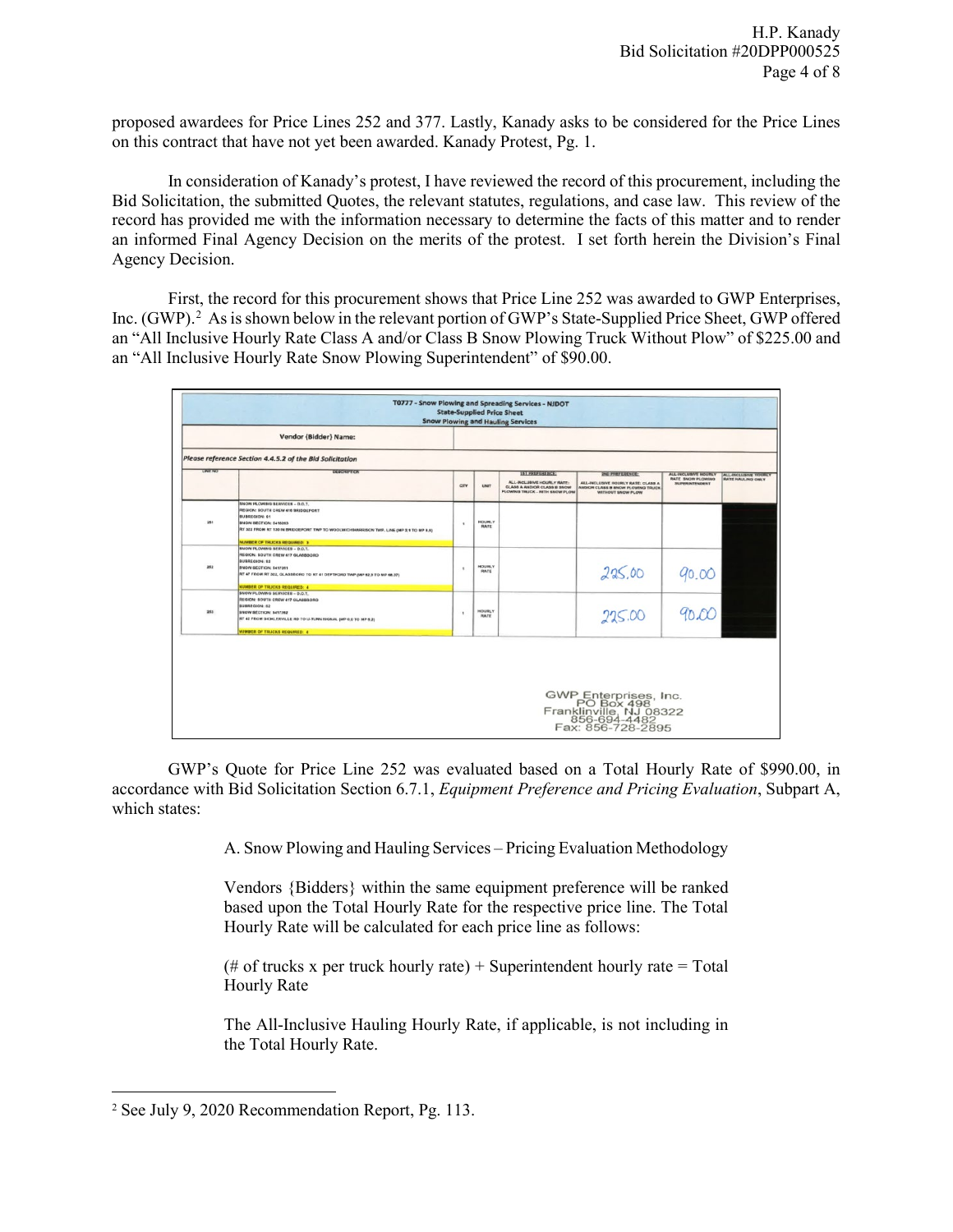proposed awardees for Price Lines 252 and 377. Lastly, Kanady asks to be considered for the Price Lines on this contract that have not yet been awarded. Kanady Protest, Pg. 1.

In consideration of Kanady's protest, I have reviewed the record of this procurement, including the Bid Solicitation, the submitted Quotes, the relevant statutes, regulations, and case law. This review of the record has provided me with the information necessary to determine the facts of this matter and to render an informed Final Agency Decision on the merits of the protest. I set forth herein the Division's Final Agency Decision.

First, the record for this procurement shows that Price Line 252 was awarded to GWP Enterprises, Inc. (GWP).[2] As is shown below in the relevant portion of GWP's State-Supplied Price Sheet, GWP offered an "All Inclusive Hourly Rate Class A and/or Class B Snow Plowing Truck Without Plow" of $225.00 and an "All Inclusive Hourly Rate Snow Plowing Superintendent" of $90.00.

T0777 - Snow Plowing and Spreading Services - NJDOT
State-Supplied Price Sheet
Snow Plowing and Hauling Services

Vendor {Bidder} Name:

Please reference Section 4.4.5.2 of the Bid Solicitation

| LINE NO | DESCRIPTION | QTY | UNIT | 1st PREFERENCE: ALL-INCLUSIVE HOURLY RATE: CLASS A AND/OR CLASS B SNOW PLOWING TRUCK - WITH SNOW PLOW | 2nd PREFERENCE: ALL-INCLUSIVE HOURLY RATE: CLASS A AND/OR CLASS B SNOW PLOWING TRUCK WITHOUT SNOW PLOW | ALL-INCLUSIVE HOURLY RATE SNOW PLOWING SUPERINTENDENT | ALL-INCLUSIVE HOURLY RATE HAULING ONLY |
|---|---|---|---|---|---|---|---|
| 251 | SNOW PLOWING SERVICES – D.O.T. REGION: SOUTH CREW 416 BRIDGEPORT SUBREGION: 01 SNOW SECTION: 5416063 RT 322 FROM RT 130 IN BRIDGEPORT TWP TO WOOLWICH/HARRISON TWP. LINE (MP 2.1 TO MP 8.9) NUMBER OF TRUCKS REQUIRED: 5 | 1 | HOURLY RATE | | | | |
| 252 | SNOW PLOWING SERVICES – D.O.T. REGION: SOUTH CREW 417 GLASSBORO SUBREGION: 02 SNOW SECTION: 5417201 RT 47 FROM RT 322, GLASSBORO TO RT 41 DEPTFORD TWP (MP 62.5 TO MP 66.37) NUMBER OF TRUCKS REQUIRED: 4 | 1 | HOURLY RATE | | 225.00 | 90.00 | |
| 253 | SNOW PLOWING SERVICES – D.O.T. REGION: SOUTH CREW 417 GLASSBORO SUBREGION: 02 SNOW SECTION: 5417202 RT 42 FROM SICKLERVILLE RD TO U-TURN SIGNAL (MP 0.0 TO MP 5.2) NUMBER OF TRUCKS REQUIRED: 4 | 1 | HOURLY RATE | | 225.00 | 90.00 | |

GWP Enterprises, Inc.
PO Box 498
Franklinville, NJ 08322
856-694-4482
Fax: 856-728-2895

GWP's Quote for Price Line 252 was evaluated based on a Total Hourly Rate of $990.00, in accordance with Bid Solicitation Section 6.7.1, *Equipment Preference and Pricing Evaluation*, Subpart A, which states:

> A. Snow Plowing and Hauling Services – Pricing Evaluation Methodology
>
> Vendors {Bidders} within the same equipment preference will be ranked based upon the Total Hourly Rate for the respective price line. The Total Hourly Rate will be calculated for each price line as follows:
>
> (# of trucks x per truck hourly rate) + Superintendent hourly rate = Total Hourly Rate
>
> The All-Inclusive Hauling Hourly Rate, if applicable, is not including in the Total Hourly Rate.

[2] See July 9, 2020 Recommendation Report, Pg. 113.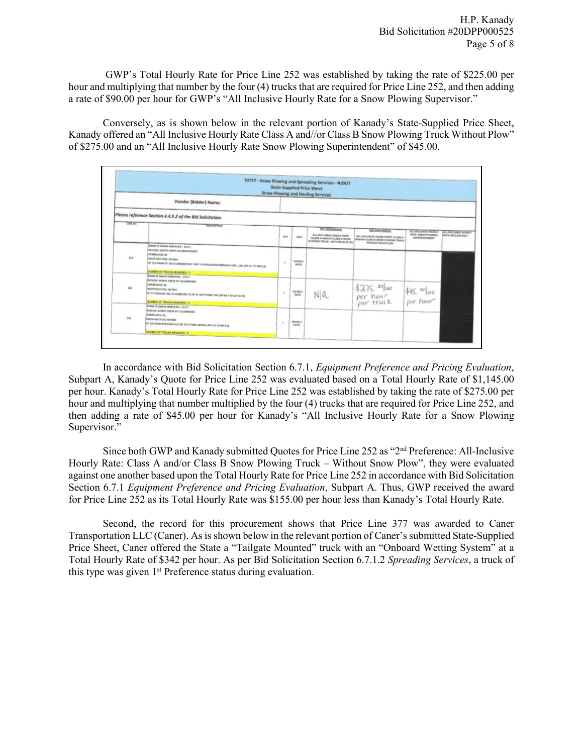GWP's Total Hourly Rate for Price Line 252 was established by taking the rate of $225.00 per hour and multiplying that number by the four (4) trucks that are required for Price Line 252, and then adding a rate of $90.00 per hour for GWP's "All Inclusive Hourly Rate for a Snow Plowing Supervisor."

Conversely, as is shown below in the relevant portion of Kanady's State-Supplied Price Sheet, Kanady offered an "All Inclusive Hourly Rate Class A and//or Class B Snow Plowing Truck Without Plow" of $275.00 and an "All Inclusive Hourly Rate Snow Plowing Superintendent" of $45.00.

| T0777 - Snow Plowing and Spreading Services - NJDOT State-Supplied Price Sheet Snow Plowing and Hauling Services | | | | | | | |
|---|---|---|---|---|---|---|---|
| Vendor (Bidder) Name: | | | | | | | |
| Please reference Section 4.4.5.2 of the Bid Solicitation | | | | | | | |
| LINE NO. | DESCRIPTION | QTY | UNIT | 1st PREFERENCE: ALL-INCLUSIVE HOURLY RATE: CLASS A AND/OR CLASS B SNOW PLOWING TRUCK - WITH SNOW PLOW | 2nd PREFERENCE: ALL-INCLUSIVE HOURLY RATE: CLASS A AND/OR CLASS B SNOW PLOWING TRUCK WITHOUT SNOW PLOW | ALL-INCLUSIVE HOURLY RATE: SNOW PLOWING SUPERINTENDENT | ALL-INCLUSIVE HOURLY RATE HAULING ONLY |
| 251 | SNOW PLOWING SERVICES – D.O.T. REGION: SOUTH CREW 416 BRIDGEPORT SUBREGION: 61 SNOW SECTION: 5415263 RT 322 FROM RT 130 IN BRIDGEPORT TWP TO WOOLWICH/HARRISON TWP. LINE (MP 0.? TO MP 6.?) NUMBER OF TRUCKS REQUIRED: 3 | 1 | HOURLY RATE | | | | |
| 252 | SNOW PLOWING SERVICES – D.O.T. REGION: SOUTH CREW 417 GLASSBORO SUBREGION: 62 SNOW SECTION: 5417261 RT 47 FROM RT 322 GLASSBORO TO RT 45 DEPTFORD TWP (MP 48.? TO MP 56.??) NUMBER OF TRUCKS REQUIRED: 4 | 1 | HOURLY RATE | N/a | $275.00/100 per hour per truck | $45.00/100 per hour | |
| 253 | SNOW PLOWING SERVICES – D.O.T. REGION: SOUTH CREW 417 GLASSBORO SUBREGION: 62 SNOW SECTION: 5417262 RT 42 FROM SICKLERVILLE RD TO U-TURN SIGNAL (MP 8.? TO MP 6.?) NUMBER OF TRUCKS REQUIRED: 4 | 1 | HOURLY RATE | | | | |

In accordance with Bid Solicitation Section 6.7.1, *Equipment Preference and Pricing Evaluation*, Subpart A, Kanady's Quote for Price Line 252 was evaluated based on a Total Hourly Rate of $1,145.00 per hour. Kanady's Total Hourly Rate for Price Line 252 was established by taking the rate of $275.00 per hour and multiplying that number multiplied by the four (4) trucks that are required for Price Line 252, and then adding a rate of $45.00 per hour for Kanady's "All Inclusive Hourly Rate for a Snow Plowing Supervisor."

Since both GWP and Kanady submitted Quotes for Price Line 252 as "2nd Preference: All-Inclusive Hourly Rate: Class A and/or Class B Snow Plowing Truck – Without Snow Plow", they were evaluated against one another based upon the Total Hourly Rate for Price Line 252 in accordance with Bid Solicitation Section 6.7.1 *Equipment Preference and Pricing Evaluation*, Subpart A. Thus, GWP received the award for Price Line 252 as its Total Hourly Rate was $155.00 per hour less than Kanady's Total Hourly Rate.

Second, the record for this procurement shows that Price Line 377 was awarded to Caner Transportation LLC (Caner). As is shown below in the relevant portion of Caner's submitted State-Supplied Price Sheet, Caner offered the State a "Tailgate Mounted" truck with an "Onboard Wetting System" at a Total Hourly Rate of $342 per hour. As per Bid Solicitation Section 6.7.1.2 *Spreading Services*, a truck of this type was given 1st Preference status during evaluation.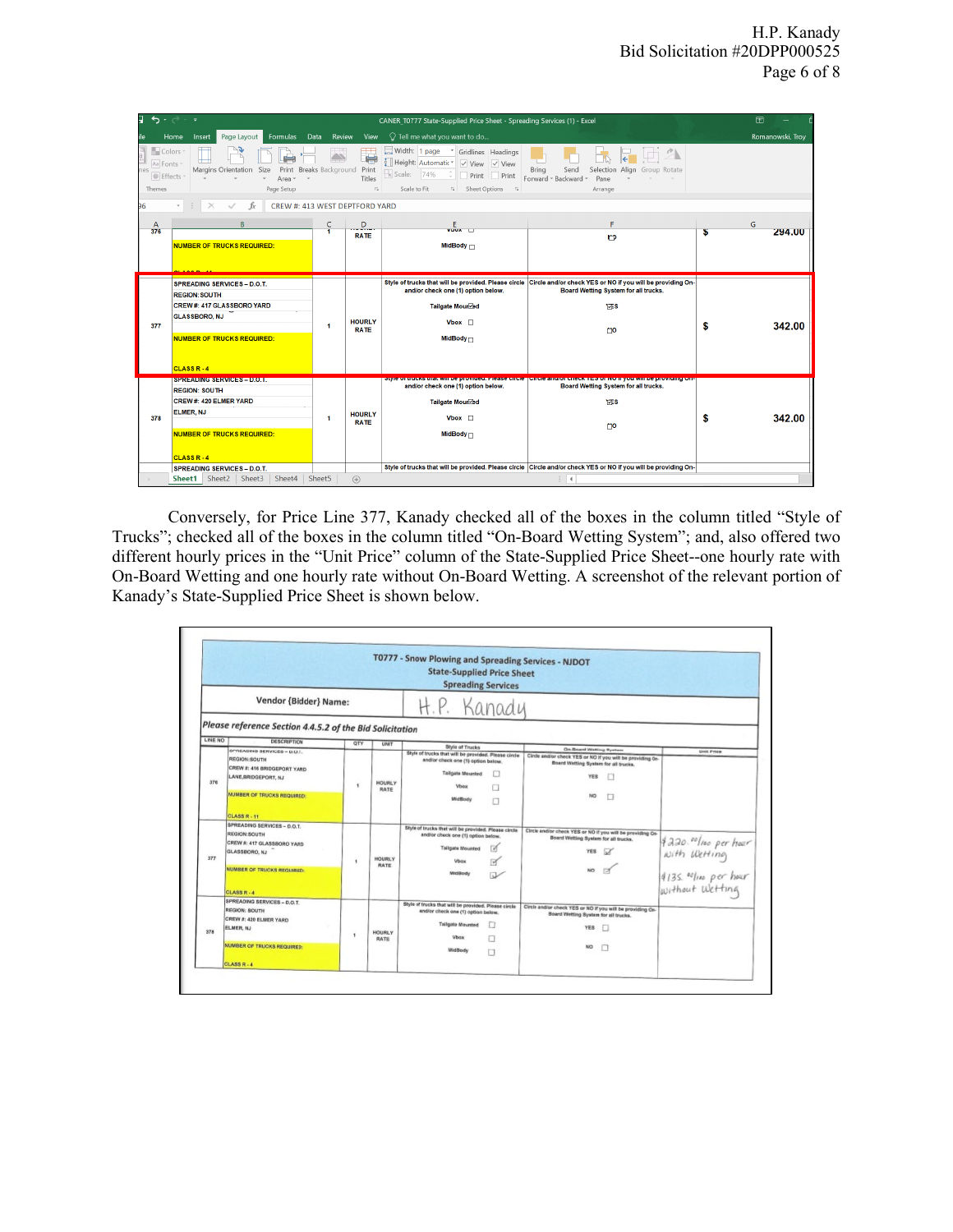| | B | C | D | E | F | | G |
|---|---|---|---|---|---|---|---|
| 376 | NUMBER OF TRUCKS REQUIRED: | 1 | HOURLY RATE | Vbox ☐<br>MidBody ☐ | NO | $ | 294.00 |
| 377 | SPREADING SERVICES – D.O.T.<br>REGION: SOUTH<br>CREW #: 417 GLASSBORO YARD<br>GLASSBORO, NJ<br>NUMBER OF TRUCKS REQUIRED:<br>CLASS R - 4 | 1 | HOURLY RATE | Style of trucks that will be provided. Please circle and/or check one (1) option below.<br>Tailgate Mounted<br>Vbox ☐<br>MidBody ☐ | Circle and/or check YES or NO if you will be providing On-Board Wetting System for all trucks.<br>YES<br>NO | $ | 342.00 |
| 378 | SPREADING SERVICES – D.O.T.<br>REGION: SOUTH<br>CREW #: 420 ELMER YARD<br>ELMER, NJ<br>NUMBER OF TRUCKS REQUIRED:<br>CLASS R - 4 | 1 | HOURLY RATE | Style of trucks that will be provided. Please circle and/or check one (1) option below.<br>Tailgate Mounted<br>Vbox ☐<br>MidBody ☐ | Circle and/or check YES or NO if you will be providing On-Board Wetting System for all trucks.<br>YES<br>NO | $ | 342.00 |

Conversely, for Price Line 377, Kanady checked all of the boxes in the column titled "Style of Trucks"; checked all of the boxes in the column titled "On-Board Wetting System"; and, also offered two different hourly prices in the "Unit Price" column of the State-Supplied Price Sheet--one hourly rate with On-Board Wetting and one hourly rate without On-Board Wetting. A screenshot of the relevant portion of Kanady's State-Supplied Price Sheet is shown below.

**T0777 - Snow Plowing and Spreading Services - NJDOT**
**State-Supplied Price Sheet**
**Spreading Services**

Vendor (Bidder) Name: H.P. Kanady

*Please reference Section 4.4.5.2 of the Bid Solicitation*

| LINE NO | DESCRIPTION | QTY | UNIT | Style of Trucks | On-Board Wetting System | Unit Price |
|---|---|---|---|---|---|---|
| 376 | SPREADING SERVICES – D.O.T.<br>REGION: SOUTH<br>CREW #: 416 BRIDGEPORT YARD<br>LANE, BRIDGEPORT, NJ<br>NUMBER OF TRUCKS REQUIRED:<br>CLASS R - 11 | 1 | HOURLY RATE | Style of trucks that will be provided. Please circle and/or check one (1) option below.<br>Tailgate Mounted ☐<br>Vbox ☐<br>MidBody ☐ | Circle and/or check YES or NO if you will be providing On-Board Wetting System for all trucks.<br>YES ☐<br>NO ☐ | |
| 377 | SPREADING SERVICES – D.O.T.<br>REGION: SOUTH<br>CREW #: 417 GLASSBORO YARD<br>GLASSBORO, NJ<br>NUMBER OF TRUCKS REQUIRED:<br>CLASS R - 4 | 1 | HOURLY RATE | Style of trucks that will be provided. Please circle and/or check one (1) option below.<br>Tailgate Mounted ☑<br>Vbox ☑<br>MidBody ☑ | Circle and/or check YES or NO if you will be providing On-Board Wetting System for all trucks.<br>YES ☑<br>NO ☑ | $220.00/100 per hour with Wetting<br>$135.00/100 per hour without Wetting |
| 378 | SPREADING SERVICES – D.O.T.<br>REGION: SOUTH<br>CREW #: 420 ELMER YARD<br>ELMER, NJ<br>NUMBER OF TRUCKS REQUIRED:<br>CLASS R - 4 | 1 | HOURLY RATE | Style of trucks that will be provided. Please circle and/or check one (1) option below.<br>Tailgate Mounted ☐<br>Vbox ☐<br>MidBody ☐ | Circle and/or check YES or NO if you will be providing On-Board Wetting System for all trucks.<br>YES ☐<br>NO ☐ | |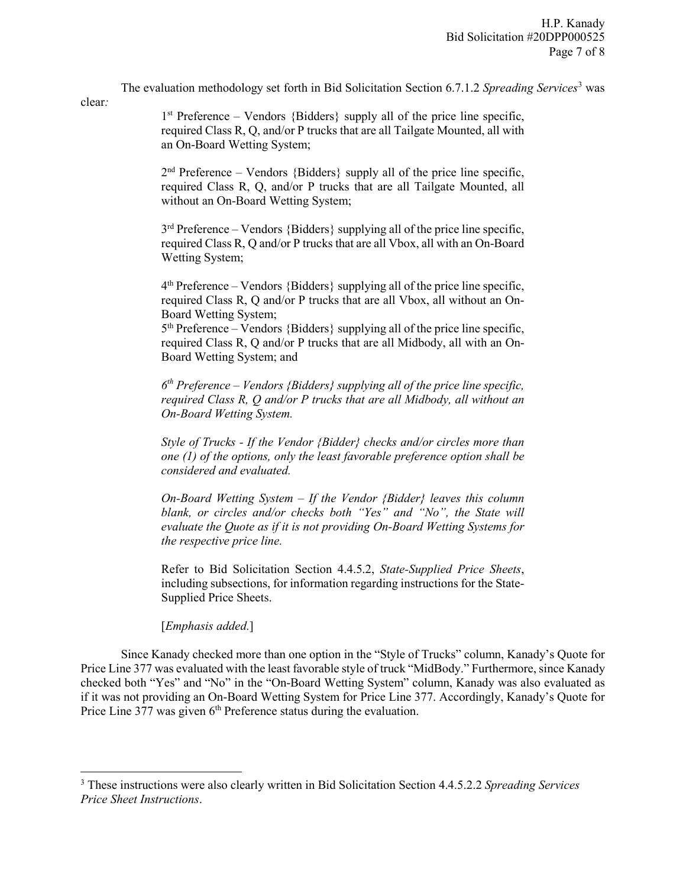The evaluation methodology set forth in Bid Solicitation Section 6.7.1.2 *Spreading Services*[3] was clear*:*

> 1st Preference – Vendors {Bidders} supply all of the price line specific, required Class R, Q, and/or P trucks that are all Tailgate Mounted, all with an On-Board Wetting System;
>
> 2nd Preference – Vendors {Bidders} supply all of the price line specific, required Class R, Q, and/or P trucks that are all Tailgate Mounted, all without an On-Board Wetting System;
>
> 3rd Preference – Vendors {Bidders} supplying all of the price line specific, required Class R, Q and/or P trucks that are all Vbox, all with an On-Board Wetting System;
>
> 4th Preference – Vendors {Bidders} supplying all of the price line specific, required Class R, Q and/or P trucks that are all Vbox, all without an On-Board Wetting System;
> 5th Preference – Vendors {Bidders} supplying all of the price line specific, required Class R, Q and/or P trucks that are all Midbody, all with an On-Board Wetting System; and
>
> *6th Preference – Vendors {Bidders} supplying all of the price line specific, required Class R, Q and/or P trucks that are all Midbody, all without an On-Board Wetting System.*
>
> *Style of Trucks - If the Vendor {Bidder} checks and/or circles more than one (1) of the options, only the least favorable preference option shall be considered and evaluated.*
>
> *On-Board Wetting System – If the Vendor {Bidder} leaves this column blank, or circles and/or checks both "Yes" and "No", the State will evaluate the Quote as if it is not providing On-Board Wetting Systems for the respective price line.*
>
> Refer to Bid Solicitation Section 4.4.5.2, *State-Supplied Price Sheets*, including subsections, for information regarding instructions for the State-Supplied Price Sheets.
>
> [*Emphasis added.*]

Since Kanady checked more than one option in the "Style of Trucks" column, Kanady's Quote for Price Line 377 was evaluated with the least favorable style of truck "MidBody." Furthermore, since Kanady checked both "Yes" and "No" in the "On-Board Wetting System" column, Kanady was also evaluated as if it was not providing an On-Board Wetting System for Price Line 377. Accordingly, Kanady's Quote for Price Line 377 was given 6th Preference status during the evaluation.

---

[3] These instructions were also clearly written in Bid Solicitation Section 4.4.5.2.2 *Spreading Services Price Sheet Instructions*.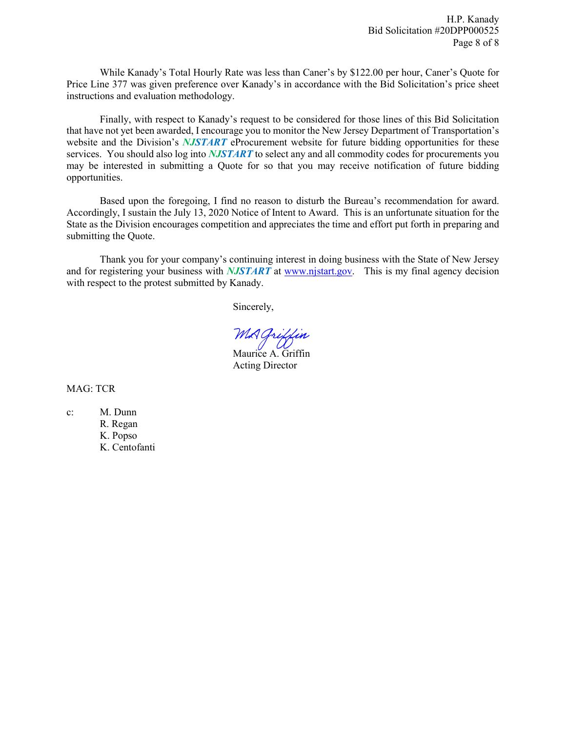While Kanady's Total Hourly Rate was less than Caner's by $122.00 per hour, Caner's Quote for Price Line 377 was given preference over Kanady's in accordance with the Bid Solicitation's price sheet instructions and evaluation methodology.

Finally, with respect to Kanady's request to be considered for those lines of this Bid Solicitation that have not yet been awarded, I encourage you to monitor the New Jersey Department of Transportation's website and the Division's ***NJSTART*** eProcurement website for future bidding opportunities for these services. You should also log into ***NJSTART*** to select any and all commodity codes for procurements you may be interested in submitting a Quote for so that you may receive notification of future bidding opportunities.

Based upon the foregoing, I find no reason to disturb the Bureau's recommendation for award. Accordingly, I sustain the July 13, 2020 Notice of Intent to Award. This is an unfortunate situation for the State as the Division encourages competition and appreciates the time and effort put forth in preparing and submitting the Quote.

Thank you for your company's continuing interest in doing business with the State of New Jersey and for registering your business with ***NJSTART*** at www.njstart.gov. This is my final agency decision with respect to the protest submitted by Kanady.

Sincerely,

MA Griffin

Maurice A. Griffin
Acting Director

MAG: TCR

c: M. Dunn
R. Regan
K. Popso
K. Centofanti